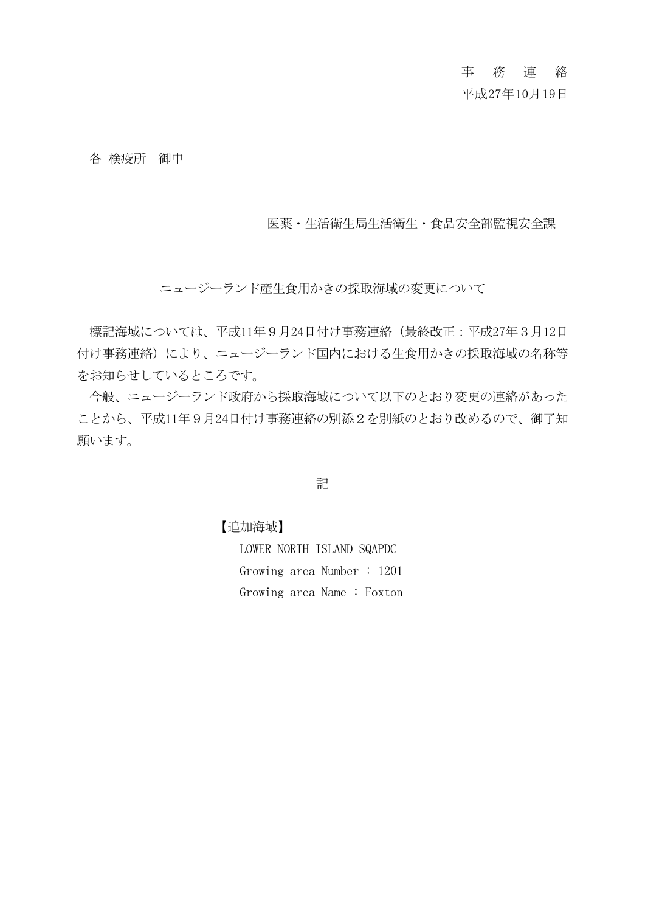事　務　連　絡

平成27年10月19日

各 検疫所　御中

医薬・生活衛生局生活衛生・食品安全部監視安全課

ニュージーランド産生食用かきの採取海域の変更について

標記海域については、平成11年９月24日付け事務連絡（最終改正：平成27年３月12日付け事務連絡）により、ニュージーランド国内における生食用かきの採取海域の名称等をお知らせしているところです。

今般、ニュージーランド政府から採取海域について以下のとおり変更の連絡があったことから、平成11年９月24日付け事務連絡の別添２を別紙のとおり改めるので、御了知願います。

記

【追加海域】

LOWER NORTH ISLAND SQAPDC

Growing area Number : 1201

Growing area Name : Foxton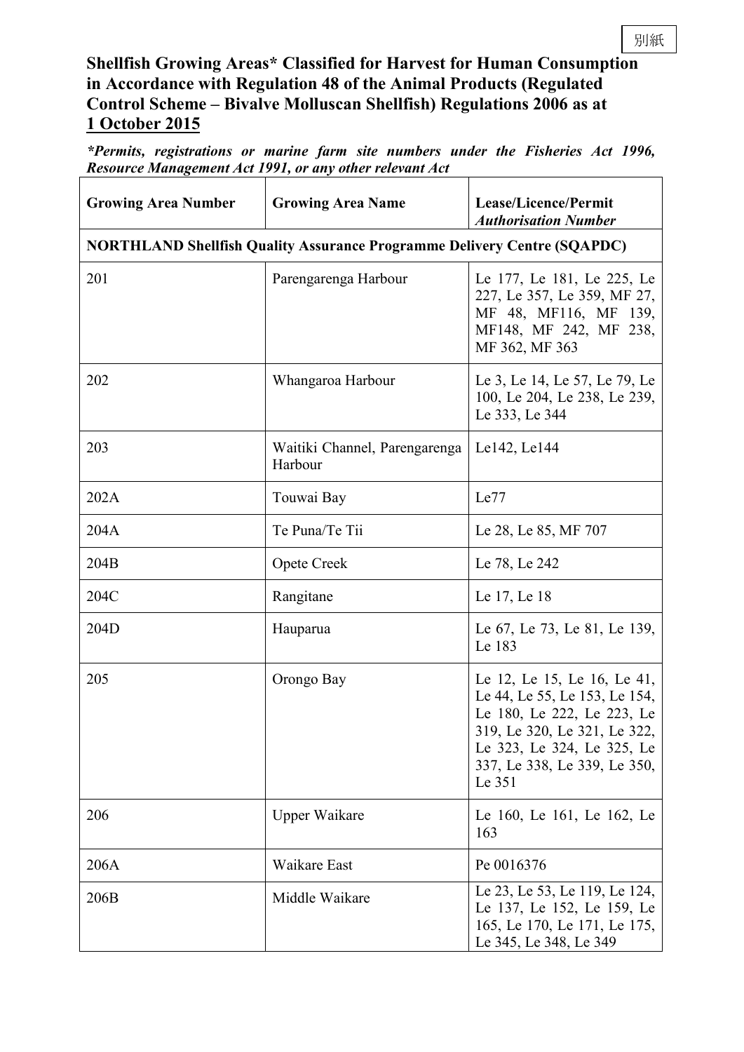別紙

**Shellfish Growing Areas* Classified for Harvest for Human Consumption in Accordance with Regulation 48 of the Animal Products (Regulated Control Scheme – Bivalve Molluscan Shellfish) Regulations 2006 as at 1 October 2015**

***Permits, registrations or marine farm site numbers under the Fisheries Act 1996, Resource Management Act 1991, or any other relevant Act***

| **Growing Area Number** | **Growing Area Name** | **Lease/Licence/Permit *Authorisation Number*** |
|---|---|---|
| **NORTHLAND Shellfish Quality Assurance Programme Delivery Centre (SQAPDC)** | | |
| 201 | Parengarenga Harbour | Le 177, Le 181, Le 225, Le 227, Le 357, Le 359, MF 27, MF 48, MF116, MF 139, MF148, MF 242, MF 238, MF 362, MF 363 |
| 202 | Whangaroa Harbour | Le 3, Le 14, Le 57, Le 79, Le 100, Le 204, Le 238, Le 239, Le 333, Le 344 |
| 203 | Waitiki Channel, Parengarenga Harbour | Le142, Le144 |
| 202A | Touwai Bay | Le77 |
| 204A | Te Puna/Te Tii | Le 28, Le 85, MF 707 |
| 204B | Opete Creek | Le 78, Le 242 |
| 204C | Rangitane | Le 17, Le 18 |
| 204D | Hauparua | Le 67, Le 73, Le 81, Le 139, Le 183 |
| 205 | Orongo Bay | Le 12, Le 15, Le 16, Le 41, Le 44, Le 55, Le 153, Le 154, Le 180, Le 222, Le 223, Le 319, Le 320, Le 321, Le 322, Le 323, Le 324, Le 325, Le 337, Le 338, Le 339, Le 350, Le 351 |
| 206 | Upper Waikare | Le 160, Le 161, Le 162, Le 163 |
| 206A | Waikare East | Pe 0016376 |
| 206B | Middle Waikare | Le 23, Le 53, Le 119, Le 124, Le 137, Le 152, Le 159, Le 165, Le 170, Le 171, Le 175, Le 345, Le 348, Le 349 |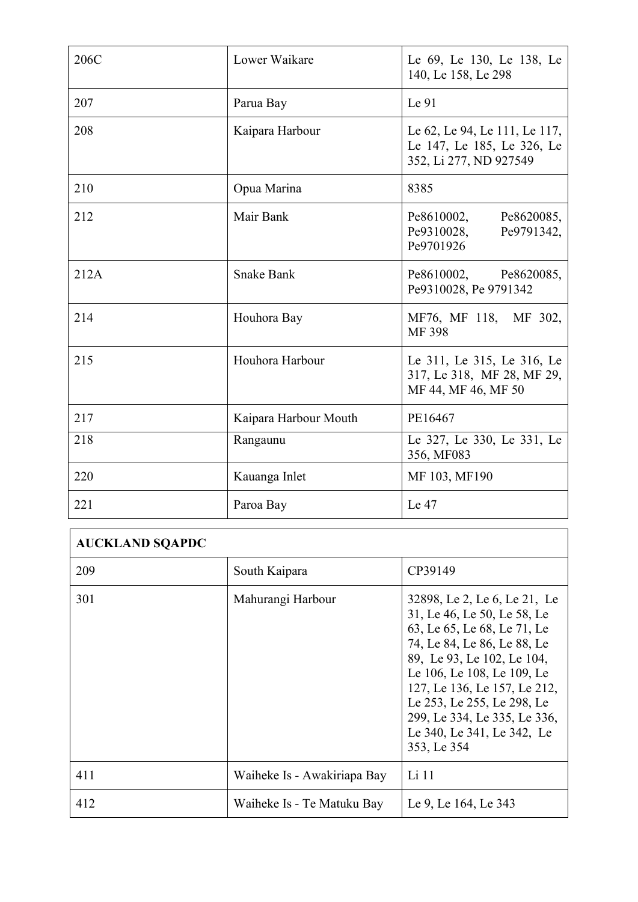| | | |
|---|---|---|
| 206C | Lower Waikare | Le 69, Le 130, Le 138, Le 140, Le 158, Le 298 |
| 207 | Parua Bay | Le 91 |
| 208 | Kaipara Harbour | Le 62, Le 94, Le 111, Le 117, Le 147, Le 185, Le 326, Le 352, Li 277, ND 927549 |
| 210 | Opua Marina | 8385 |
| 212 | Mair Bank | Pe8610002, Pe8620085, Pe9310028, Pe9791342, Pe9701926 |
| 212A | Snake Bank | Pe8610002, Pe8620085, Pe9310028, Pe 9791342 |
| 214 | Houhora Bay | MF76, MF 118, MF 302, MF 398 |
| 215 | Houhora Harbour | Le 311, Le 315, Le 316, Le 317, Le 318, MF 28, MF 29, MF 44, MF 46, MF 50 |
| 217 | Kaipara Harbour Mouth | PE16467 |
| 218 | Rangaunu | Le 327, Le 330, Le 331, Le 356, MF083 |
| 220 | Kauanga Inlet | MF 103, MF190 |
| 221 | Paroa Bay | Le 47 |

| **AUCKLAND SQAPDC** | | |
|---|---|---|
| 209 | South Kaipara | CP39149 |
| 301 | Mahurangi Harbour | 32898, Le 2, Le 6, Le 21, Le 31, Le 46, Le 50, Le 58, Le 63, Le 65, Le 68, Le 71, Le 74, Le 84, Le 86, Le 88, Le 89, Le 93, Le 102, Le 104, Le 106, Le 108, Le 109, Le 127, Le 136, Le 157, Le 212, Le 253, Le 255, Le 298, Le 299, Le 334, Le 335, Le 336, Le 340, Le 341, Le 342, Le 353, Le 354 |
| 411 | Waiheke Is - Awakiriapa Bay | Li 11 |
| 412 | Waiheke Is - Te Matuku Bay | Le 9, Le 164, Le 343 |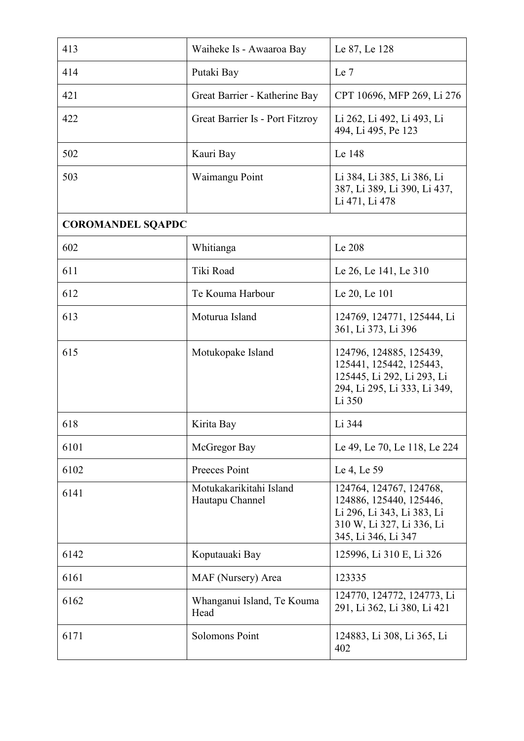| | | |
|---|---|---|
| 413 | Waiheke Is - Awaaroa Bay | Le 87, Le 128 |
| 414 | Putaki Bay | Le 7 |
| 421 | Great Barrier - Katherine Bay | CPT 10696, MFP 269, Li 276 |
| 422 | Great Barrier Is - Port Fitzroy | Li 262, Li 492, Li 493, Li 494, Li 495, Pe 123 |
| 502 | Kauri Bay | Le 148 |
| 503 | Waimangu Point | Li 384, Li 385, Li 386, Li 387, Li 389, Li 390, Li 437, Li 471, Li 478 |
| **COROMANDEL SQAPDC** | | |
| 602 | Whitianga | Le 208 |
| 611 | Tiki Road | Le 26, Le 141, Le 310 |
| 612 | Te Kouma Harbour | Le 20, Le 101 |
| 613 | Moturua Island | 124769, 124771, 125444, Li 361, Li 373, Li 396 |
| 615 | Motukopake Island | 124796, 124885, 125439, 125441, 125442, 125443, 125445, Li 292, Li 293, Li 294, Li 295, Li 333, Li 349, Li 350 |
| 618 | Kirita Bay | Li 344 |
| 6101 | McGregor Bay | Le 49, Le 70, Le 118, Le 224 |
| 6102 | Preeces Point | Le 4, Le 59 |
| 6141 | Motukakarikitahi Island Hautapu Channel | 124764, 124767, 124768, 124886, 125440, 125446, Li 296, Li 343, Li 383, Li 310 W, Li 327, Li 336, Li 345, Li 346, Li 347 |
| 6142 | Koputauaki Bay | 125996, Li 310 E, Li 326 |
| 6161 | MAF (Nursery) Area | 123335 |
| 6162 | Whanganui Island, Te Kouma Head | 124770, 124772, 124773, Li 291, Li 362, Li 380, Li 421 |
| 6171 | Solomons Point | 124883, Li 308, Li 365, Li 402 |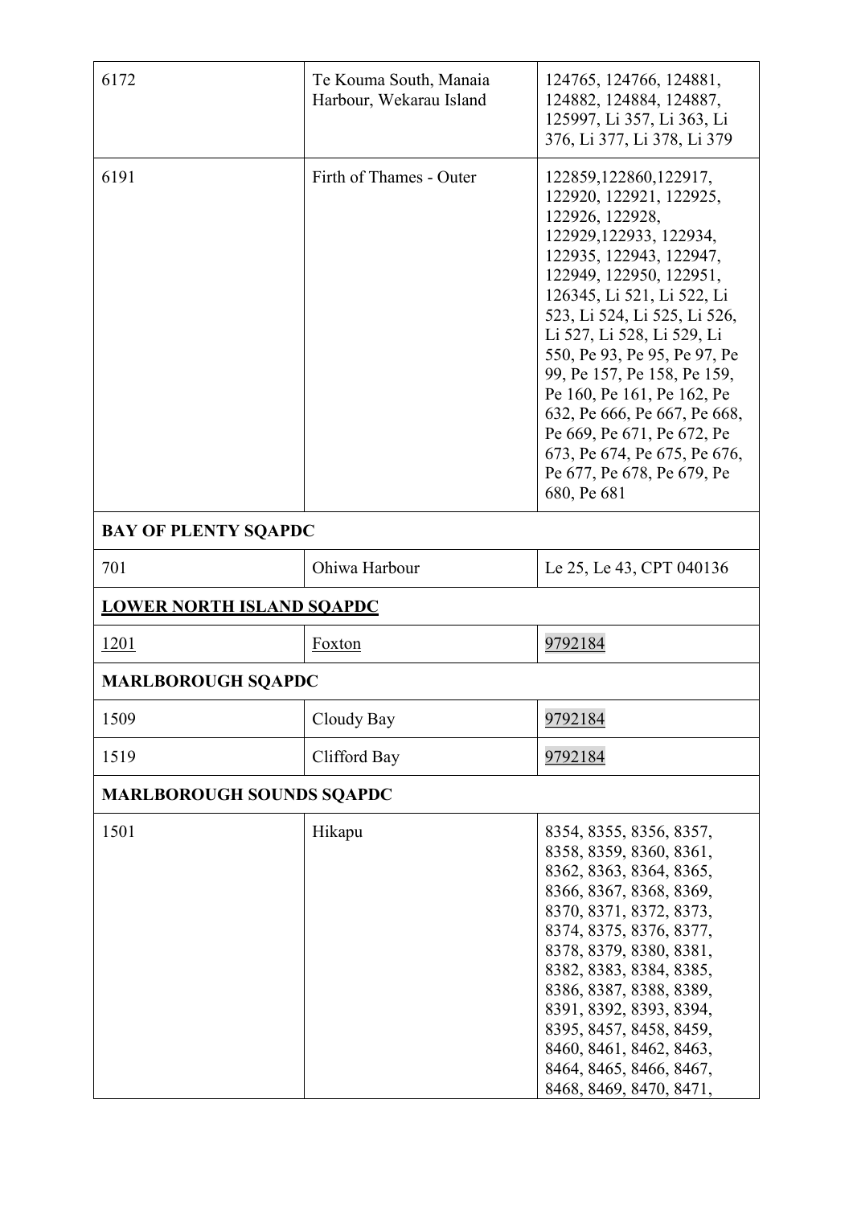| | | |
|---|---|---|
| 6172 | Te Kouma South, Manaia Harbour, Wekarau Island | 124765, 124766, 124881, 124882, 124884, 124887, 125997, Li 357, Li 363, Li 376, Li 377, Li 378, Li 379 |
| 6191 | Firth of Thames - Outer | 122859,122860,122917, 122920, 122921, 122925, 122926, 122928, 122929,122933, 122934, 122935, 122943, 122947, 122949, 122950, 122951, 126345, Li 521, Li 522, Li 523, Li 524, Li 525, Li 526, Li 527, Li 528, Li 529, Li 550, Pe 93, Pe 95, Pe 97, Pe 99, Pe 157, Pe 158, Pe 159, Pe 160, Pe 161, Pe 162, Pe 632, Pe 666, Pe 667, Pe 668, Pe 669, Pe 671, Pe 672, Pe 673, Pe 674, Pe 675, Pe 676, Pe 677, Pe 678, Pe 679, Pe 680, Pe 681 |
| **BAY OF PLENTY SQAPDC** | | |
| 701 | Ohiwa Harbour | Le 25, Le 43, CPT 040136 |
| **LOWER NORTH ISLAND SQAPDC** | | |
| 1201 | Foxton | 9792184 |
| **MARLBOROUGH SQAPDC** | | |
| 1509 | Cloudy Bay | 9792184 |
| 1519 | Clifford Bay | 9792184 |
| **MARLBOROUGH SOUNDS SQAPDC** | | |
| 1501 | Hikapu | 8354, 8355, 8356, 8357, 8358, 8359, 8360, 8361, 8362, 8363, 8364, 8365, 8366, 8367, 8368, 8369, 8370, 8371, 8372, 8373, 8374, 8375, 8376, 8377, 8378, 8379, 8380, 8381, 8382, 8383, 8384, 8385, 8386, 8387, 8388, 8389, 8391, 8392, 8393, 8394, 8395, 8457, 8458, 8459, 8460, 8461, 8462, 8463, 8464, 8465, 8466, 8467, 8468, 8469, 8470, 8471, |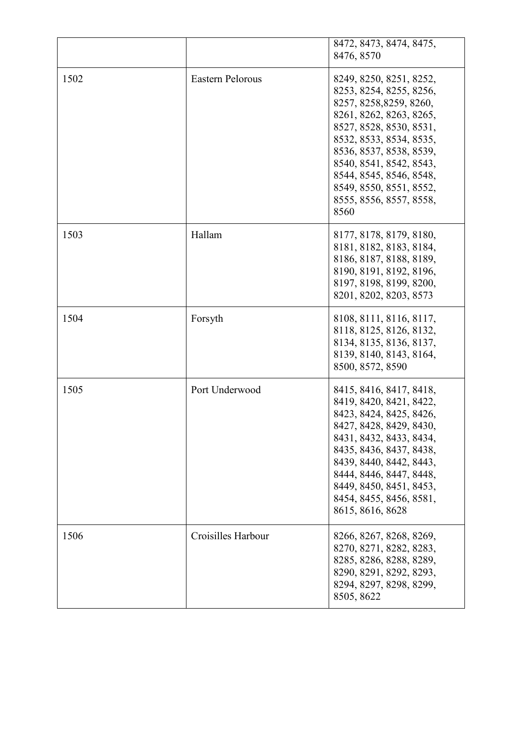| | | |
|---|---|---|
| | | 8472, 8473, 8474, 8475, 8476, 8570 |
| 1502 | Eastern Pelorous | 8249, 8250, 8251, 8252, 8253, 8254, 8255, 8256, 8257, 8258,8259, 8260, 8261, 8262, 8263, 8265, 8527, 8528, 8530, 8531, 8532, 8533, 8534, 8535, 8536, 8537, 8538, 8539, 8540, 8541, 8542, 8543, 8544, 8545, 8546, 8548, 8549, 8550, 8551, 8552, 8555, 8556, 8557, 8558, 8560 |
| 1503 | Hallam | 8177, 8178, 8179, 8180, 8181, 8182, 8183, 8184, 8186, 8187, 8188, 8189, 8190, 8191, 8192, 8196, 8197, 8198, 8199, 8200, 8201, 8202, 8203, 8573 |
| 1504 | Forsyth | 8108, 8111, 8116, 8117, 8118, 8125, 8126, 8132, 8134, 8135, 8136, 8137, 8139, 8140, 8143, 8164, 8500, 8572, 8590 |
| 1505 | Port Underwood | 8415, 8416, 8417, 8418, 8419, 8420, 8421, 8422, 8423, 8424, 8425, 8426, 8427, 8428, 8429, 8430, 8431, 8432, 8433, 8434, 8435, 8436, 8437, 8438, 8439, 8440, 8442, 8443, 8444, 8446, 8447, 8448, 8449, 8450, 8451, 8453, 8454, 8455, 8456, 8581, 8615, 8616, 8628 |
| 1506 | Croisilles Harbour | 8266, 8267, 8268, 8269, 8270, 8271, 8282, 8283, 8285, 8286, 8288, 8289, 8290, 8291, 8292, 8293, 8294, 8297, 8298, 8299, 8505, 8622 |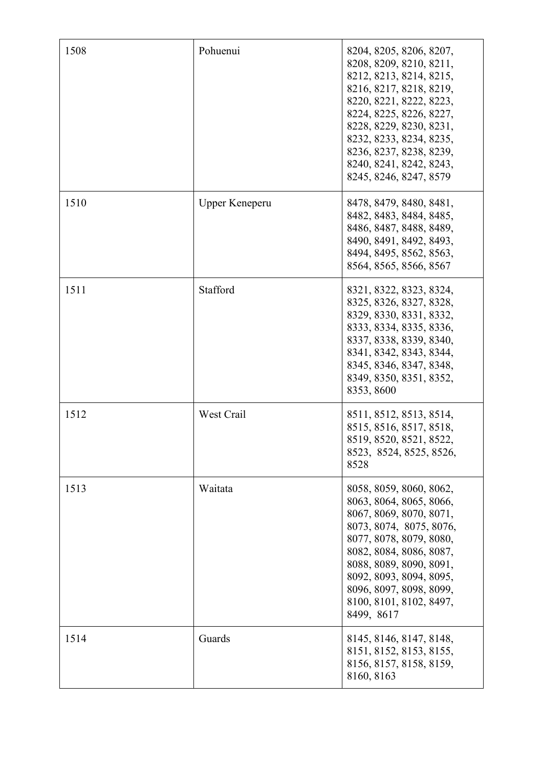| | | |
|---|---|---|
| 1508 | Pohuenui | 8204, 8205, 8206, 8207, 8208, 8209, 8210, 8211, 8212, 8213, 8214, 8215, 8216, 8217, 8218, 8219, 8220, 8221, 8222, 8223, 8224, 8225, 8226, 8227, 8228, 8229, 8230, 8231, 8232, 8233, 8234, 8235, 8236, 8237, 8238, 8239, 8240, 8241, 8242, 8243, 8245, 8246, 8247, 8579 |
| 1510 | Upper Keneperu | 8478, 8479, 8480, 8481, 8482, 8483, 8484, 8485, 8486, 8487, 8488, 8489, 8490, 8491, 8492, 8493, 8494, 8495, 8562, 8563, 8564, 8565, 8566, 8567 |
| 1511 | Stafford | 8321, 8322, 8323, 8324, 8325, 8326, 8327, 8328, 8329, 8330, 8331, 8332, 8333, 8334, 8335, 8336, 8337, 8338, 8339, 8340, 8341, 8342, 8343, 8344, 8345, 8346, 8347, 8348, 8349, 8350, 8351, 8352, 8353, 8600 |
| 1512 | West Crail | 8511, 8512, 8513, 8514, 8515, 8516, 8517, 8518, 8519, 8520, 8521, 8522, 8523, 8524, 8525, 8526, 8528 |
| 1513 | Waitata | 8058, 8059, 8060, 8062, 8063, 8064, 8065, 8066, 8067, 8069, 8070, 8071, 8073, 8074, 8075, 8076, 8077, 8078, 8079, 8080, 8082, 8084, 8086, 8087, 8088, 8089, 8090, 8091, 8092, 8093, 8094, 8095, 8096, 8097, 8098, 8099, 8100, 8101, 8102, 8497, 8499, 8617 |
| 1514 | Guards | 8145, 8146, 8147, 8148, 8151, 8152, 8153, 8155, 8156, 8157, 8158, 8159, 8160, 8163 |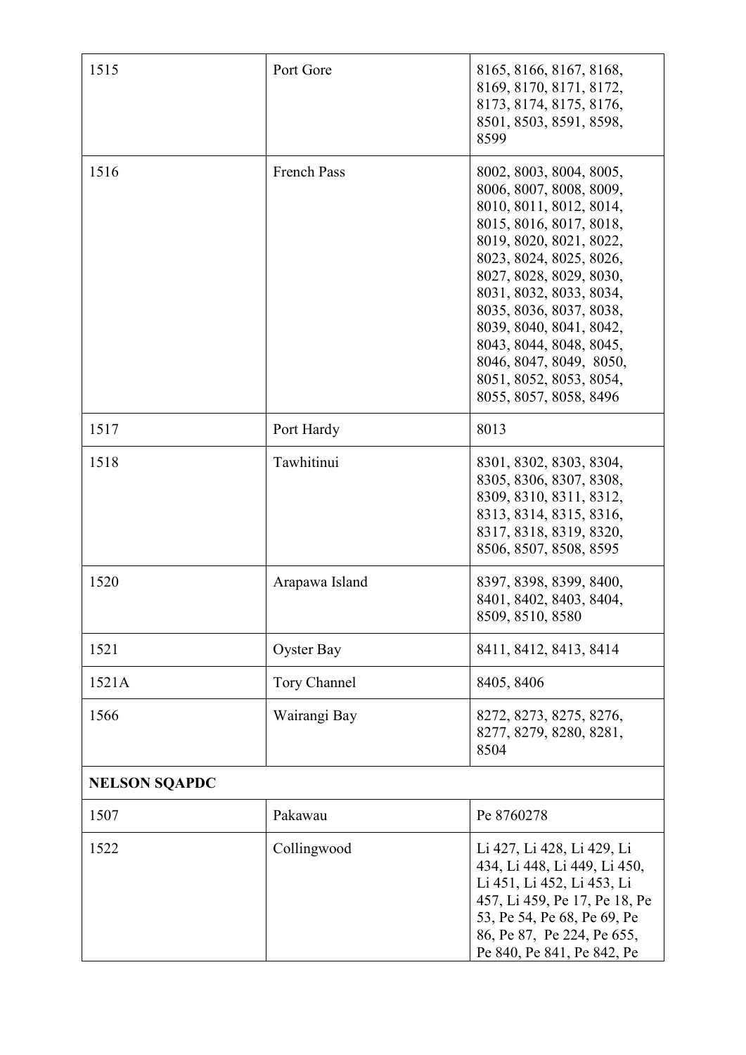| | | |
|---|---|---|
| 1515 | Port Gore | 8165, 8166, 8167, 8168, 8169, 8170, 8171, 8172, 8173, 8174, 8175, 8176, 8501, 8503, 8591, 8598, 8599 |
| 1516 | French Pass | 8002, 8003, 8004, 8005, 8006, 8007, 8008, 8009, 8010, 8011, 8012, 8014, 8015, 8016, 8017, 8018, 8019, 8020, 8021, 8022, 8023, 8024, 8025, 8026, 8027, 8028, 8029, 8030, 8031, 8032, 8033, 8034, 8035, 8036, 8037, 8038, 8039, 8040, 8041, 8042, 8043, 8044, 8048, 8045, 8046, 8047, 8049, 8050, 8051, 8052, 8053, 8054, 8055, 8057, 8058, 8496 |
| 1517 | Port Hardy | 8013 |
| 1518 | Tawhitinui | 8301, 8302, 8303, 8304, 8305, 8306, 8307, 8308, 8309, 8310, 8311, 8312, 8313, 8314, 8315, 8316, 8317, 8318, 8319, 8320, 8506, 8507, 8508, 8595 |
| 1520 | Arapawa Island | 8397, 8398, 8399, 8400, 8401, 8402, 8403, 8404, 8509, 8510, 8580 |
| 1521 | Oyster Bay | 8411, 8412, 8413, 8414 |
| 1521A | Tory Channel | 8405, 8406 |
| 1566 | Wairangi Bay | 8272, 8273, 8275, 8276, 8277, 8279, 8280, 8281, 8504 |
| **NELSON SQAPDC** | | |
| 1507 | Pakawau | Pe 8760278 |
| 1522 | Collingwood | Li 427, Li 428, Li 429, Li 434, Li 448, Li 449, Li 450, Li 451, Li 452, Li 453, Li 457, Li 459, Pe 17, Pe 18, Pe 53, Pe 54, Pe 68, Pe 69, Pe 86, Pe 87, Pe 224, Pe 655, Pe 840, Pe 841, Pe 842, Pe |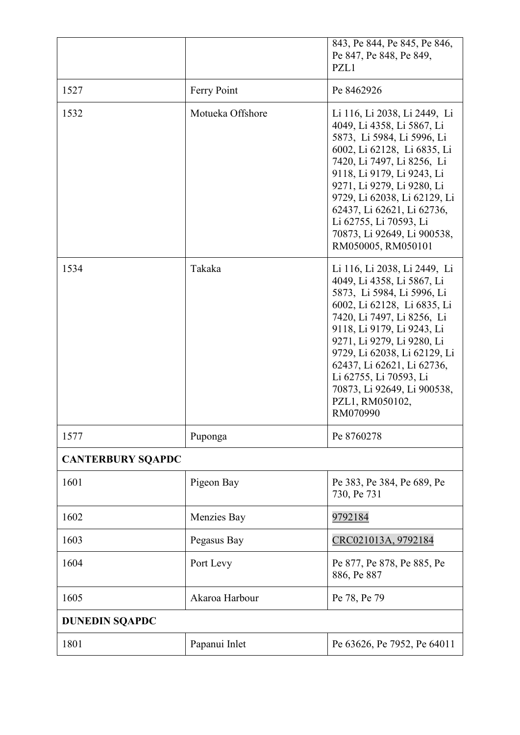| | | |
|---|---|---|
| | | 843, Pe 844, Pe 845, Pe 846, Pe 847, Pe 848, Pe 849, PZL1 |
| 1527 | Ferry Point | Pe 8462926 |
| 1532 | Motueka Offshore | Li 116, Li 2038, Li 2449, Li 4049, Li 4358, Li 5867, Li 5873, Li 5984, Li 5996, Li 6002, Li 62128, Li 6835, Li 7420, Li 7497, Li 8256, Li 9118, Li 9179, Li 9243, Li 9271, Li 9279, Li 9280, Li 9729, Li 62038, Li 62129, Li 62437, Li 62621, Li 62736, Li 62755, Li 70593, Li 70873, Li 92649, Li 900538, RM050005, RM050101 |
| 1534 | Takaka | Li 116, Li 2038, Li 2449, Li 4049, Li 4358, Li 5867, Li 5873, Li 5984, Li 5996, Li 6002, Li 62128, Li 6835, Li 7420, Li 7497, Li 8256, Li 9118, Li 9179, Li 9243, Li 9271, Li 9279, Li 9280, Li 9729, Li 62038, Li 62129, Li 62437, Li 62621, Li 62736, Li 62755, Li 70593, Li 70873, Li 92649, Li 900538, PZL1, RM050102, RM070990 |
| 1577 | Puponga | Pe 8760278 |
| **CANTERBURY SQAPDC** | | |
| 1601 | Pigeon Bay | Pe 383, Pe 384, Pe 689, Pe 730, Pe 731 |
| 1602 | Menzies Bay | 9792184 |
| 1603 | Pegasus Bay | CRC021013A, 9792184 |
| 1604 | Port Levy | Pe 877, Pe 878, Pe 885, Pe 886, Pe 887 |
| 1605 | Akaroa Harbour | Pe 78, Pe 79 |
| **DUNEDIN SQAPDC** | | |
| 1801 | Papanui Inlet | Pe 63626, Pe 7952, Pe 64011 |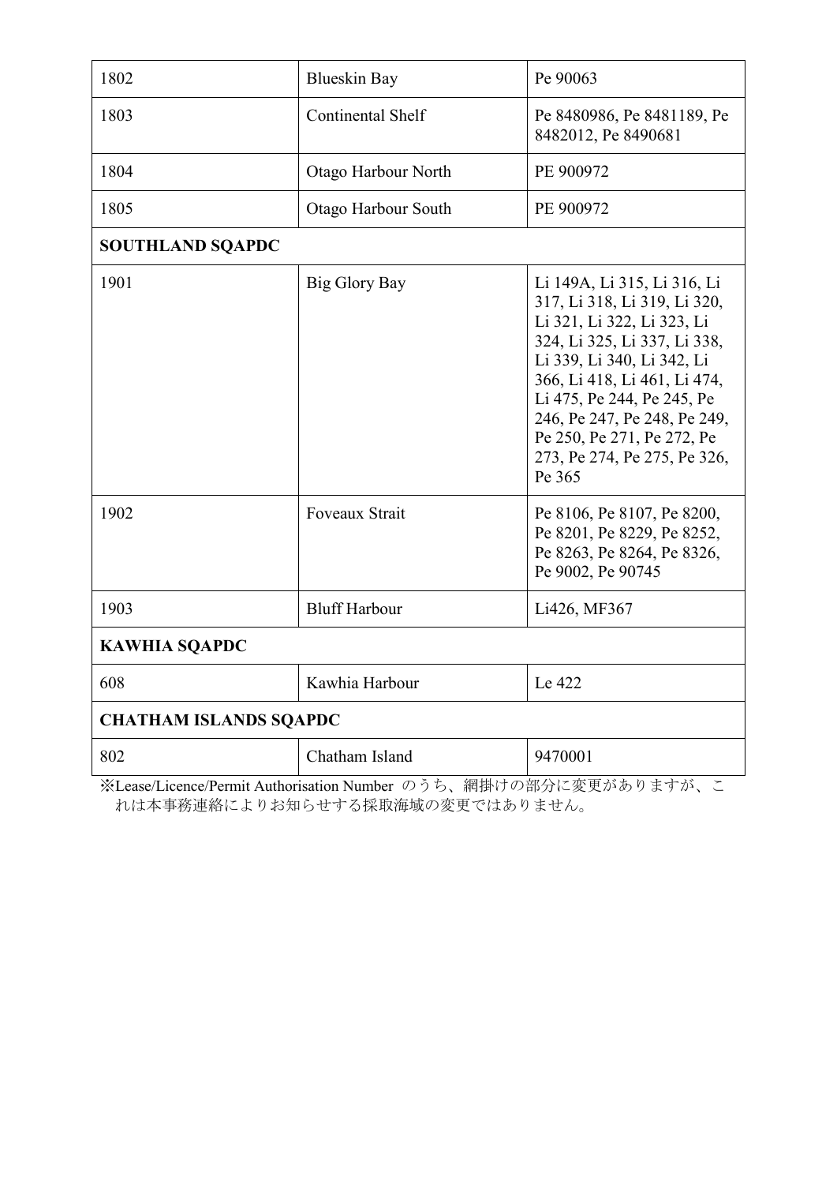| | | |
|---|---|---|
| 1802 | Blueskin Bay | Pe 90063 |
| 1803 | Continental Shelf | Pe 8480986, Pe 8481189, Pe 8482012, Pe 8490681 |
| 1804 | Otago Harbour North | PE 900972 |
| 1805 | Otago Harbour South | PE 900972 |
| **SOUTHLAND SQAPDC** | | |
| 1901 | Big Glory Bay | Li 149A, Li 315, Li 316, Li 317, Li 318, Li 319, Li 320, Li 321, Li 322, Li 323, Li 324, Li 325, Li 337, Li 338, Li 339, Li 340, Li 342, Li 366, Li 418, Li 461, Li 474, Li 475, Pe 244, Pe 245, Pe 246, Pe 247, Pe 248, Pe 249, Pe 250, Pe 271, Pe 272, Pe 273, Pe 274, Pe 275, Pe 326, Pe 365 |
| 1902 | Foveaux Strait | Pe 8106, Pe 8107, Pe 8200, Pe 8201, Pe 8229, Pe 8252, Pe 8263, Pe 8264, Pe 8326, Pe 9002, Pe 90745 |
| 1903 | Bluff Harbour | Li426, MF367 |
| **KAWHIA SQAPDC** | | |
| 608 | Kawhia Harbour | Le 422 |
| **CHATHAM ISLANDS SQAPDC** | | |
| 802 | Chatham Island | 9470001 |

※Lease/Licence/Permit Authorisation Number のうち、網掛けの部分に変更がありますが、これは本事務連絡によりお知らせする採取海域の変更ではありません。